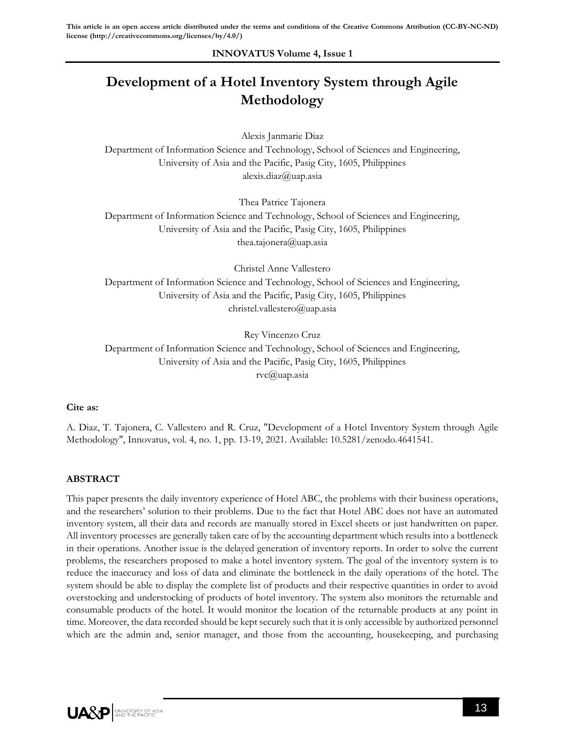This article is an open access article distributed under the terms and conditions of the Creative Commons Attribution (CC-BY-NC-ND) license (http://creativecommons.org/licenses/by/4.0/)

# Development of a Hotel Inventory System through Agile Methodology

Alexis Janmarie Diaz
Department of Information Science and Technology, School of Sciences and Engineering, University of Asia and the Pacific, Pasig City, 1605, Philippines
alexis.diaz@uap.asia

Thea Patrice Tajonera
Department of Information Science and Technology, School of Sciences and Engineering, University of Asia and the Pacific, Pasig City, 1605, Philippines
thea.tajonera@uap.asia

Christel Anne Vallestero
Department of Information Science and Technology, School of Sciences and Engineering, University of Asia and the Pacific, Pasig City, 1605, Philippines
christel.vallestero@uap.asia

Rey Vincenzo Cruz
Department of Information Science and Technology, School of Sciences and Engineering, University of Asia and the Pacific, Pasig City, 1605, Philippines
rvc@uap.asia

**Cite as:**

A. Diaz, T. Tajonera, C. Vallestero and R. Cruz, "Development of a Hotel Inventory System through Agile Methodology", Innovatus, vol. 4, no. 1, pp. 13-19, 2021. Available: 10.5281/zenodo.4641541.

## ABSTRACT

This paper presents the daily inventory experience of Hotel ABC, the problems with their business operations, and the researchers' solution to their problems. Due to the fact that Hotel ABC does not have an automated inventory system, all their data and records are manually stored in Excel sheets or just handwritten on paper. All inventory processes are generally taken care of by the accounting department which results into a bottleneck in their operations. Another issue is the delayed generation of inventory reports. In order to solve the current problems, the researchers proposed to make a hotel inventory system. The goal of the inventory system is to reduce the inaccuracy and loss of data and eliminate the bottleneck in the daily operations of the hotel. The system should be able to display the complete list of products and their respective quantities in order to avoid overstocking and understocking of products of hotel inventory. The system also monitors the returnable and consumable products of the hotel. It would monitor the location of the returnable products at any point in time. Moreover, the data recorded should be kept securely such that it is only accessible by authorized personnel which are the admin and, senior manager, and those from the accounting, housekeeping, and purchasing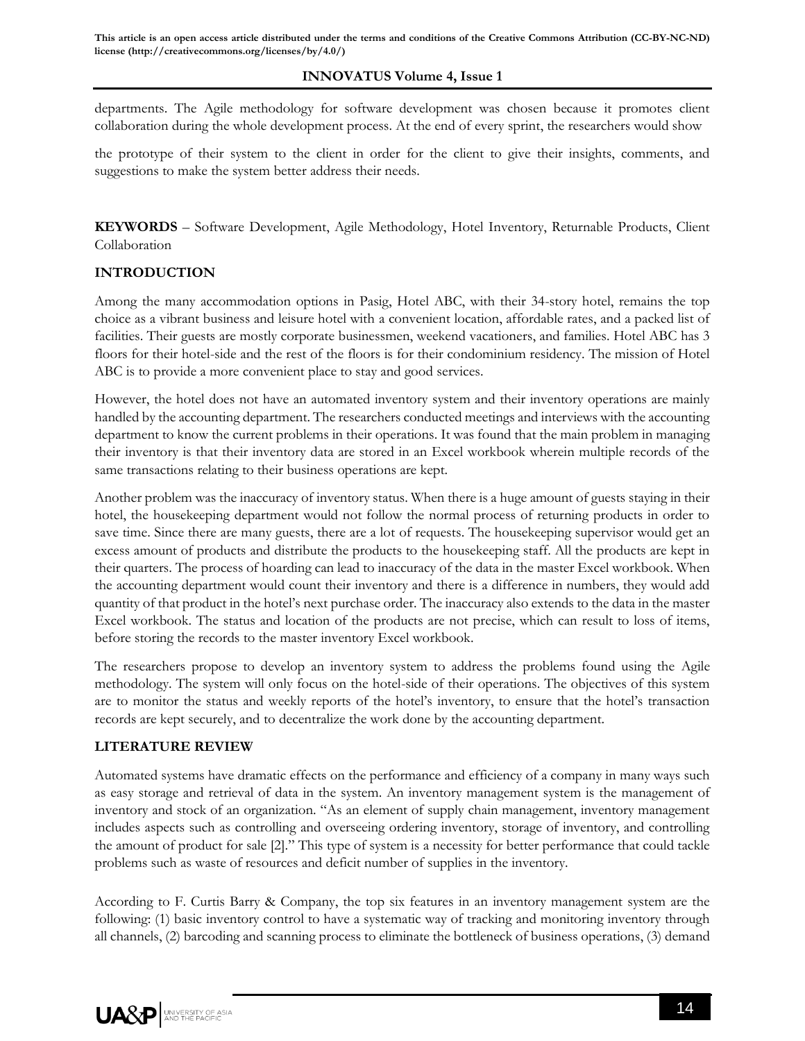departments. The Agile methodology for software development was chosen because it promotes client collaboration during the whole development process. At the end of every sprint, the researchers would show

the prototype of their system to the client in order for the client to give their insights, comments, and suggestions to make the system better address their needs.

**KEYWORDS** – Software Development, Agile Methodology, Hotel Inventory, Returnable Products, Client Collaboration

## INTRODUCTION

Among the many accommodation options in Pasig, Hotel ABC, with their 34-story hotel, remains the top choice as a vibrant business and leisure hotel with a convenient location, affordable rates, and a packed list of facilities. Their guests are mostly corporate businessmen, weekend vacationers, and families. Hotel ABC has 3 floors for their hotel-side and the rest of the floors is for their condominium residency. The mission of Hotel ABC is to provide a more convenient place to stay and good services.

However, the hotel does not have an automated inventory system and their inventory operations are mainly handled by the accounting department. The researchers conducted meetings and interviews with the accounting department to know the current problems in their operations. It was found that the main problem in managing their inventory is that their inventory data are stored in an Excel workbook wherein multiple records of the same transactions relating to their business operations are kept.

Another problem was the inaccuracy of inventory status. When there is a huge amount of guests staying in their hotel, the housekeeping department would not follow the normal process of returning products in order to save time. Since there are many guests, there are a lot of requests. The housekeeping supervisor would get an excess amount of products and distribute the products to the housekeeping staff. All the products are kept in their quarters. The process of hoarding can lead to inaccuracy of the data in the master Excel workbook. When the accounting department would count their inventory and there is a difference in numbers, they would add quantity of that product in the hotel's next purchase order. The inaccuracy also extends to the data in the master Excel workbook. The status and location of the products are not precise, which can result to loss of items, before storing the records to the master inventory Excel workbook.

The researchers propose to develop an inventory system to address the problems found using the Agile methodology. The system will only focus on the hotel-side of their operations. The objectives of this system are to monitor the status and weekly reports of the hotel's inventory, to ensure that the hotel's transaction records are kept securely, and to decentralize the work done by the accounting department.

## LITERATURE REVIEW

Automated systems have dramatic effects on the performance and efficiency of a company in many ways such as easy storage and retrieval of data in the system. An inventory management system is the management of inventory and stock of an organization. "As an element of supply chain management, inventory management includes aspects such as controlling and overseeing ordering inventory, storage of inventory, and controlling the amount of product for sale [2]." This type of system is a necessity for better performance that could tackle problems such as waste of resources and deficit number of supplies in the inventory.

According to F. Curtis Barry & Company, the top six features in an inventory management system are the following: (1) basic inventory control to have a systematic way of tracking and monitoring inventory through all channels, (2) barcoding and scanning process to eliminate the bottleneck of business operations, (3) demand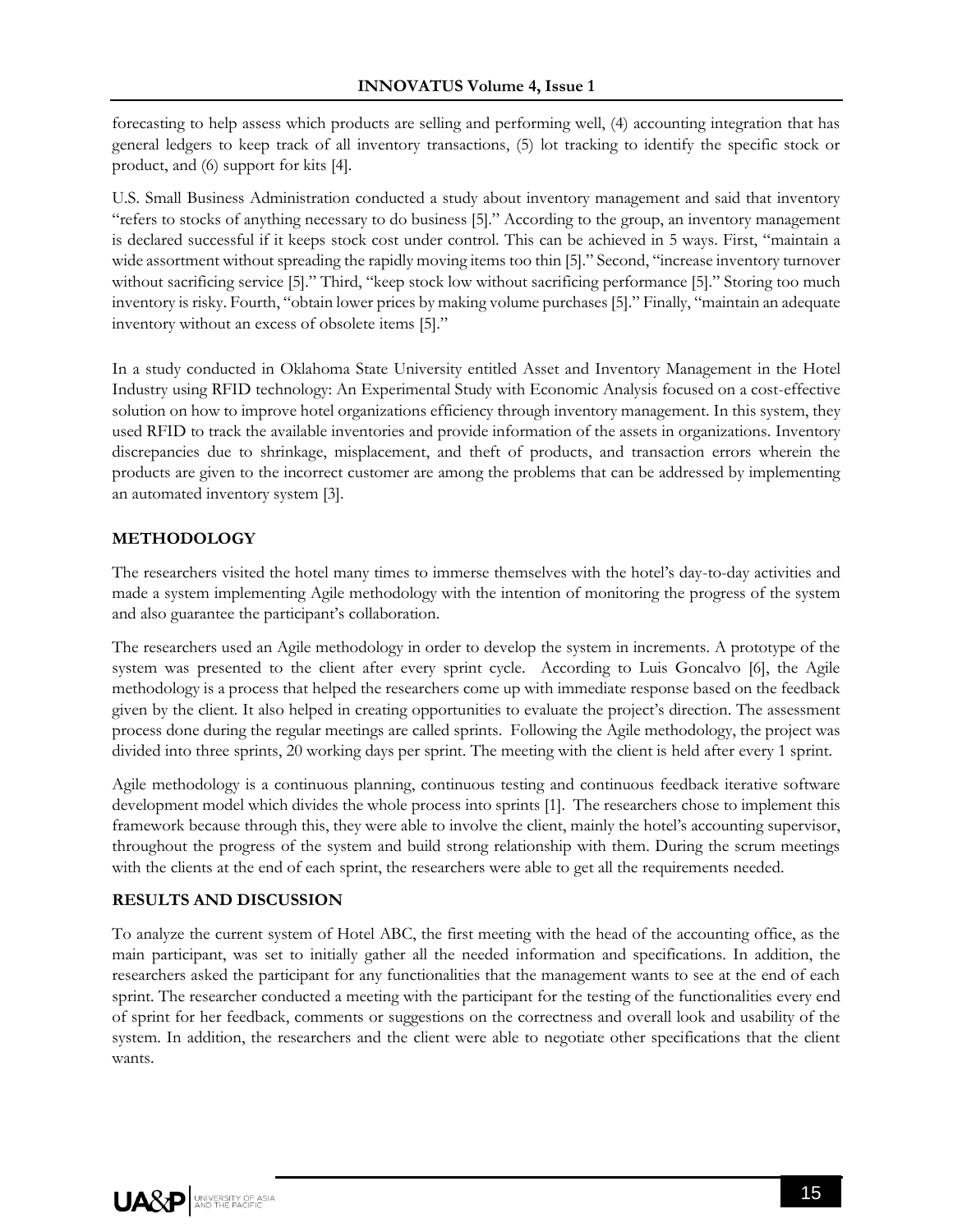forecasting to help assess which products are selling and performing well, (4) accounting integration that has general ledgers to keep track of all inventory transactions, (5) lot tracking to identify the specific stock or product, and (6) support for kits [4].

U.S. Small Business Administration conducted a study about inventory management and said that inventory "refers to stocks of anything necessary to do business [5]." According to the group, an inventory management is declared successful if it keeps stock cost under control. This can be achieved in 5 ways. First, "maintain a wide assortment without spreading the rapidly moving items too thin [5]." Second, "increase inventory turnover without sacrificing service [5]." Third, "keep stock low without sacrificing performance [5]." Storing too much inventory is risky. Fourth, "obtain lower prices by making volume purchases [5]." Finally, "maintain an adequate inventory without an excess of obsolete items [5]."

In a study conducted in Oklahoma State University entitled Asset and Inventory Management in the Hotel Industry using RFID technology: An Experimental Study with Economic Analysis focused on a cost-effective solution on how to improve hotel organizations efficiency through inventory management. In this system, they used RFID to track the available inventories and provide information of the assets in organizations. Inventory discrepancies due to shrinkage, misplacement, and theft of products, and transaction errors wherein the products are given to the incorrect customer are among the problems that can be addressed by implementing an automated inventory system [3].

## METHODOLOGY

The researchers visited the hotel many times to immerse themselves with the hotel's day-to-day activities and made a system implementing Agile methodology with the intention of monitoring the progress of the system and also guarantee the participant's collaboration.

The researchers used an Agile methodology in order to develop the system in increments. A prototype of the system was presented to the client after every sprint cycle. According to Luis Goncalvo [6], the Agile methodology is a process that helped the researchers come up with immediate response based on the feedback given by the client. It also helped in creating opportunities to evaluate the project's direction. The assessment process done during the regular meetings are called sprints. Following the Agile methodology, the project was divided into three sprints, 20 working days per sprint. The meeting with the client is held after every 1 sprint.

Agile methodology is a continuous planning, continuous testing and continuous feedback iterative software development model which divides the whole process into sprints [1]. The researchers chose to implement this framework because through this, they were able to involve the client, mainly the hotel's accounting supervisor, throughout the progress of the system and build strong relationship with them. During the scrum meetings with the clients at the end of each sprint, the researchers were able to get all the requirements needed.

## RESULTS AND DISCUSSION

To analyze the current system of Hotel ABC, the first meeting with the head of the accounting office, as the main participant, was set to initially gather all the needed information and specifications. In addition, the researchers asked the participant for any functionalities that the management wants to see at the end of each sprint. The researcher conducted a meeting with the participant for the testing of the functionalities every end of sprint for her feedback, comments or suggestions on the correctness and overall look and usability of the system. In addition, the researchers and the client were able to negotiate other specifications that the client wants.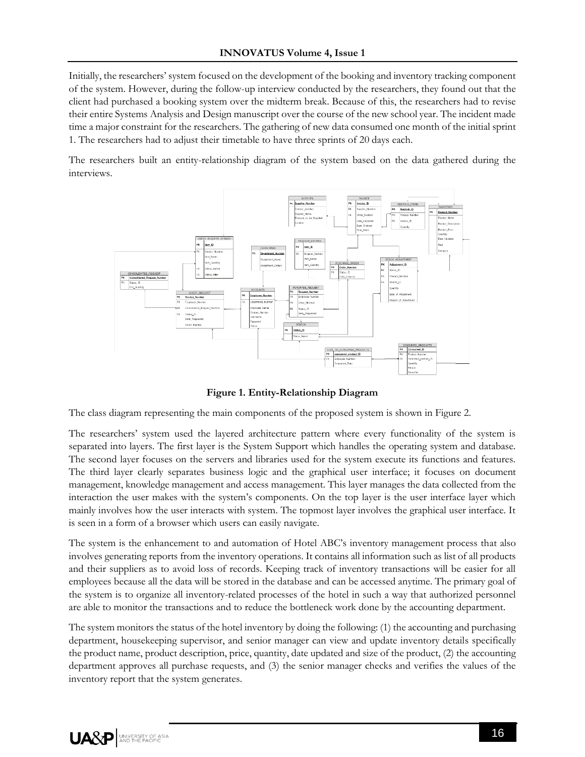Initially, the researchers' system focused on the development of the booking and inventory tracking component of the system. However, during the follow-up interview conducted by the researchers, they found out that the client had purchased a booking system over the midterm break. Because of this, the researchers had to revise their entire Systems Analysis and Design manuscript over the course of the new school year. The incident made time a major constraint for the researchers. The gathering of new data consumed one month of the initial sprint 1. The researchers had to adjust their timetable to have three sprints of 20 days each.

The researchers built an entity-relationship diagram of the system based on the data gathered during the interviews.

**Figure 1. Entity-Relationship Diagram**

The class diagram representing the main components of the proposed system is shown in Figure 2.

The researchers' system used the layered architecture pattern where every functionality of the system is separated into layers. The first layer is the System Support which handles the operating system and database. The second layer focuses on the servers and libraries used for the system execute its functions and features. The third layer clearly separates business logic and the graphical user interface; it focuses on document management, knowledge management and access management. This layer manages the data collected from the interaction the user makes with the system's components. On the top layer is the user interface layer which mainly involves how the user interacts with system. The topmost layer involves the graphical user interface. It is seen in a form of a browser which users can easily navigate.

The system is the enhancement to and automation of Hotel ABC's inventory management process that also involves generating reports from the inventory operations. It contains all information such as list of all products and their suppliers as to avoid loss of records. Keeping track of inventory transactions will be easier for all employees because all the data will be stored in the database and can be accessed anytime. The primary goal of the system is to organize all inventory-related processes of the hotel in such a way that authorized personnel are able to monitor the transactions and to reduce the bottleneck work done by the accounting department.

The system monitors the status of the hotel inventory by doing the following: (1) the accounting and purchasing department, housekeeping supervisor, and senior manager can view and update inventory details specifically the product name, product description, price, quantity, date updated and size of the product, (2) the accounting department approves all purchase requests, and (3) the senior manager checks and verifies the values of the inventory report that the system generates.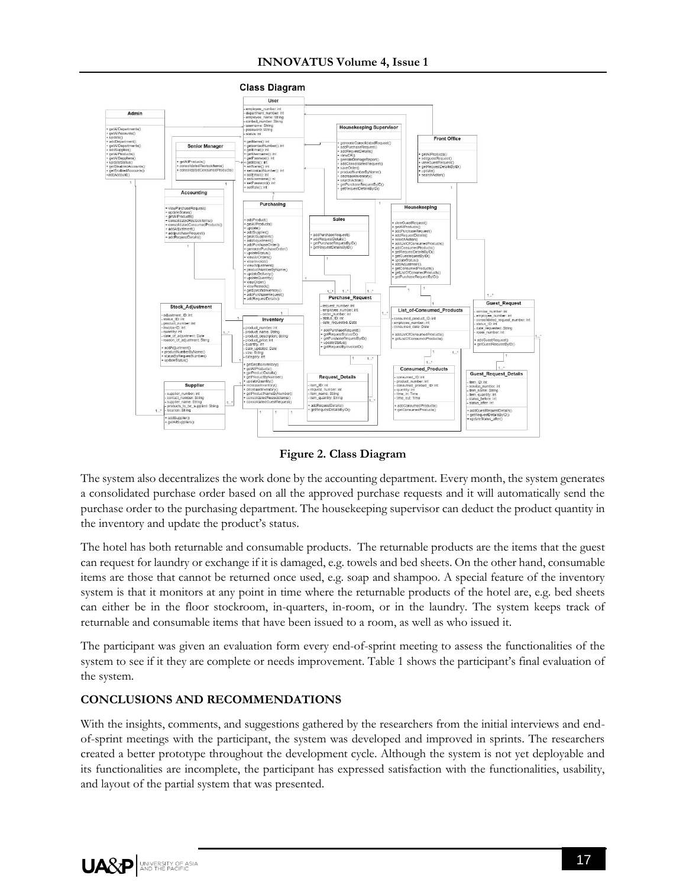Figure 2. Class Diagram

The system also decentralizes the work done by the accounting department. Every month, the system generates a consolidated purchase order based on all the approved purchase requests and it will automatically send the purchase order to the purchasing department. The housekeeping supervisor can deduct the product quantity in the inventory and update the product's status.

The hotel has both returnable and consumable products. The returnable products are the items that the guest can request for laundry or exchange if it is damaged, e.g. towels and bed sheets. On the other hand, consumable items are those that cannot be returned once used, e.g. soap and shampoo. A special feature of the inventory system is that it monitors at any point in time where the returnable products of the hotel are, e.g. bed sheets can either be in the floor stockroom, in-quarters, in-room, or in the laundry. The system keeps track of returnable and consumable items that have been issued to a room, as well as who issued it.

The participant was given an evaluation form every end-of-sprint meeting to assess the functionalities of the system to see if it they are complete or needs improvement. Table 1 shows the participant's final evaluation of the system.

## CONCLUSIONS AND RECOMMENDATIONS

With the insights, comments, and suggestions gathered by the researchers from the initial interviews and end-of-sprint meetings with the participant, the system was developed and improved in sprints. The researchers created a better prototype throughout the development cycle. Although the system is not yet deployable and its functionalities are incomplete, the participant has expressed satisfaction with the functionalities, usability, and layout of the partial system that was presented.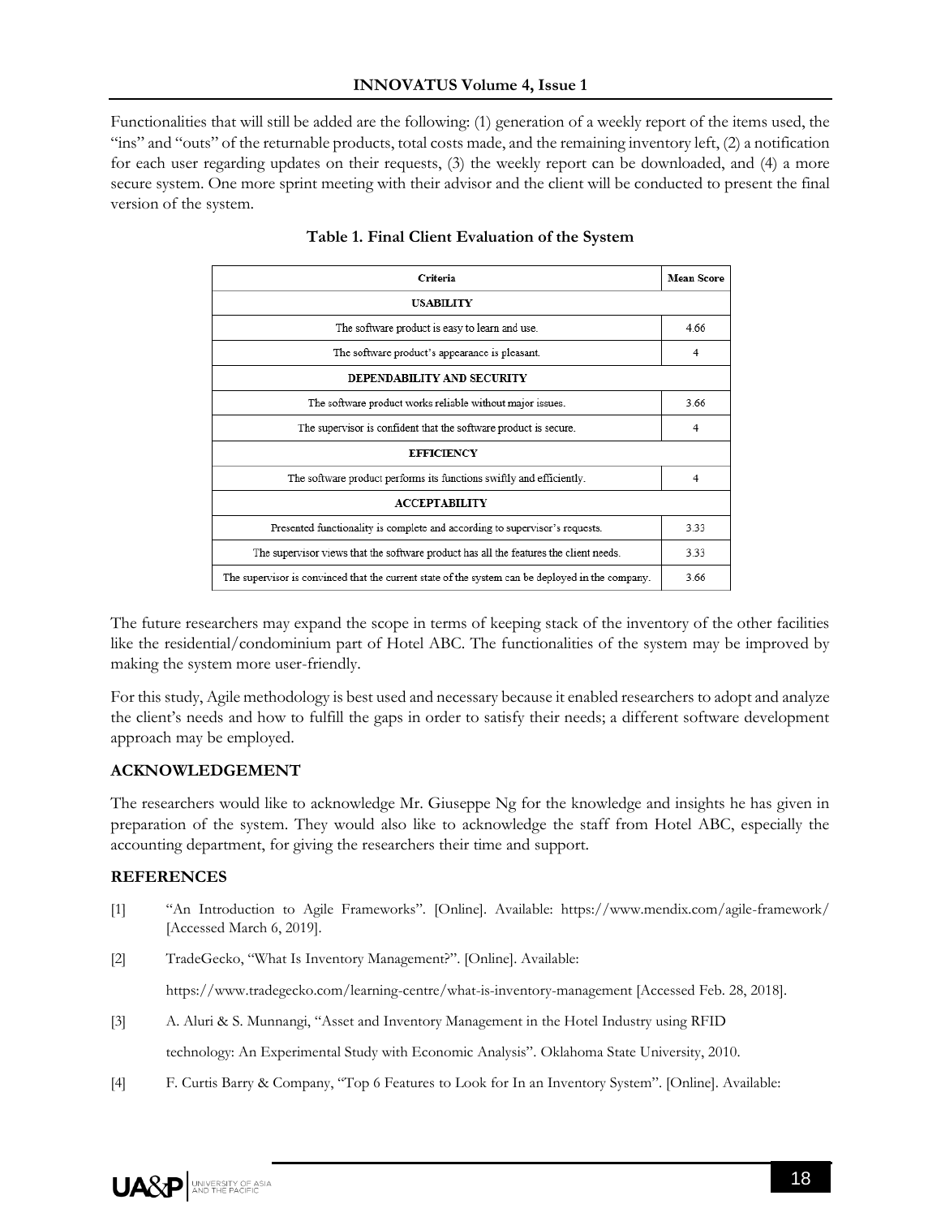Functionalities that will still be added are the following: (1) generation of a weekly report of the items used, the "ins" and "outs" of the returnable products, total costs made, and the remaining inventory left, (2) a notification for each user regarding updates on their requests, (3) the weekly report can be downloaded, and (4) a more secure system. One more sprint meeting with their advisor and the client will be conducted to present the final version of the system.

**Table 1. Final Client Evaluation of the System**

| Criteria | Mean Score |
|---|---|
| **USABILITY** | |
| The software product is easy to learn and use. | 4.66 |
| The software product's appearance is pleasant. | 4 |
| **DEPENDABILITY AND SECURITY** | |
| The software product works reliable without major issues. | 3.66 |
| The supervisor is confident that the software product is secure. | 4 |
| **EFFICIENCY** | |
| The software product performs its functions swiftly and efficiently. | 4 |
| **ACCEPTABILITY** | |
| Presented functionality is complete and according to supervisor's requests. | 3.33 |
| The supervisor views that the software product has all the features the client needs. | 3.33 |
| The supervisor is convinced that the current state of the system can be deployed in the company. | 3.66 |

The future researchers may expand the scope in terms of keeping stack of the inventory of the other facilities like the residential/condominium part of Hotel ABC. The functionalities of the system may be improved by making the system more user-friendly.

For this study, Agile methodology is best used and necessary because it enabled researchers to adopt and analyze the client's needs and how to fulfill the gaps in order to satisfy their needs; a different software development approach may be employed.

## ACKNOWLEDGEMENT

The researchers would like to acknowledge Mr. Giuseppe Ng for the knowledge and insights he has given in preparation of the system. They would also like to acknowledge the staff from Hotel ABC, especially the accounting department, for giving the researchers their time and support.

## REFERENCES

[1] "An Introduction to Agile Frameworks". [Online]. Available: https://www.mendix.com/agile-framework/ [Accessed March 6, 2019].

[2] TradeGecko, "What Is Inventory Management?". [Online]. Available: https://www.tradegecko.com/learning-centre/what-is-inventory-management [Accessed Feb. 28, 2018].

[3] A. Aluri & S. Munnangi, "Asset and Inventory Management in the Hotel Industry using RFID technology: An Experimental Study with Economic Analysis". Oklahoma State University, 2010.

[4] F. Curtis Barry & Company, "Top 6 Features to Look for In an Inventory System". [Online]. Available: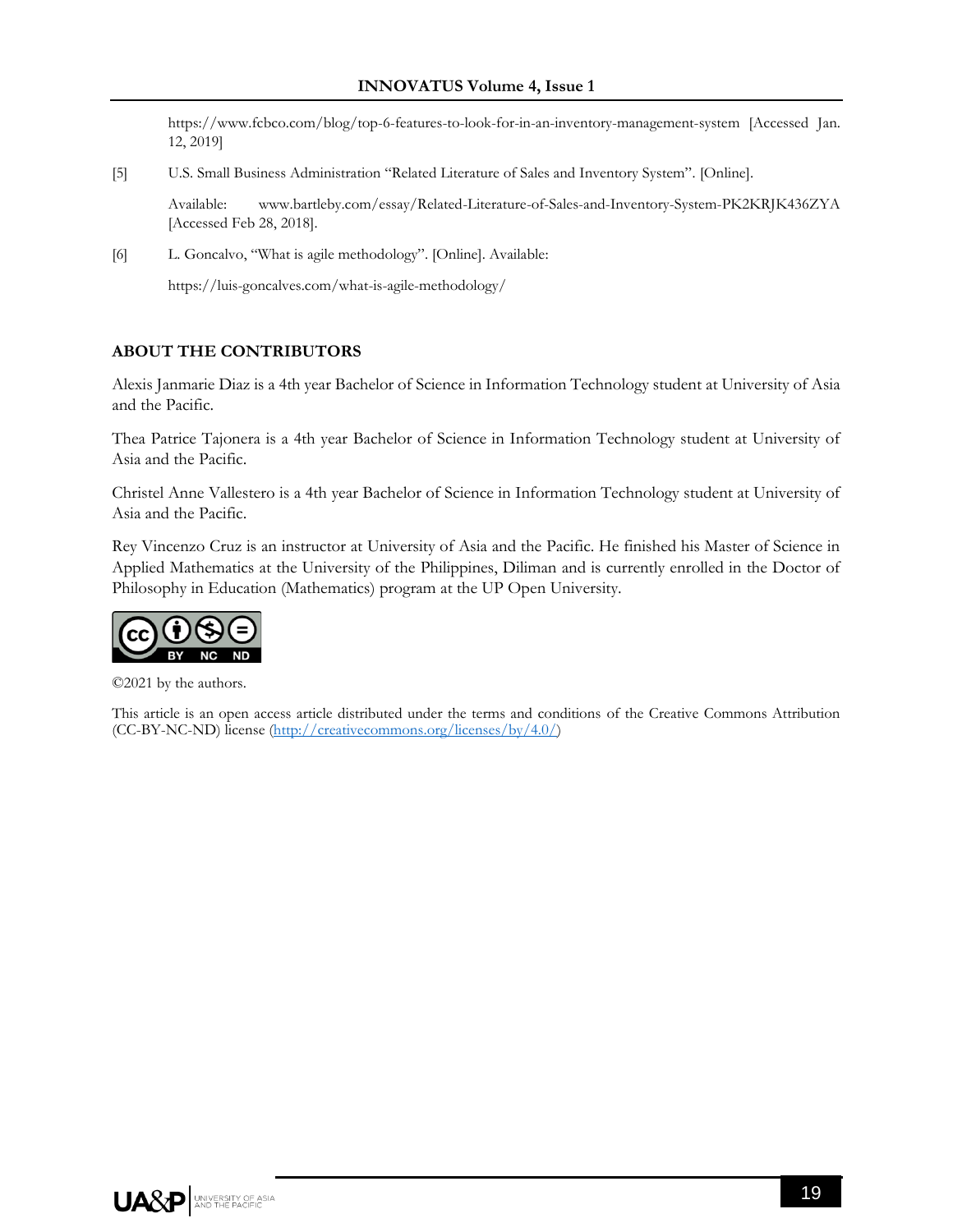https://www.fcbco.com/blog/top-6-features-to-look-for-in-an-inventory-management-system [Accessed Jan. 12, 2019]

[5] U.S. Small Business Administration "Related Literature of Sales and Inventory System". [Online].

Available: www.bartleby.com/essay/Related-Literature-of-Sales-and-Inventory-System-PK2KRJK436ZYA [Accessed Feb 28, 2018].

[6] L. Goncalvo, "What is agile methodology". [Online]. Available:

https://luis-goncalves.com/what-is-agile-methodology/

## ABOUT THE CONTRIBUTORS

Alexis Janmarie Diaz is a 4th year Bachelor of Science in Information Technology student at University of Asia and the Pacific.

Thea Patrice Tajonera is a 4th year Bachelor of Science in Information Technology student at University of Asia and the Pacific.

Christel Anne Vallestero is a 4th year Bachelor of Science in Information Technology student at University of Asia and the Pacific.

Rey Vincenzo Cruz is an instructor at University of Asia and the Pacific. He finished his Master of Science in Applied Mathematics at the University of the Philippines, Diliman and is currently enrolled in the Doctor of Philosophy in Education (Mathematics) program at the UP Open University.

©2021 by the authors.

This article is an open access article distributed under the terms and conditions of the Creative Commons Attribution (CC-BY-NC-ND) license (http://creativecommons.org/licenses/by/4.0/)